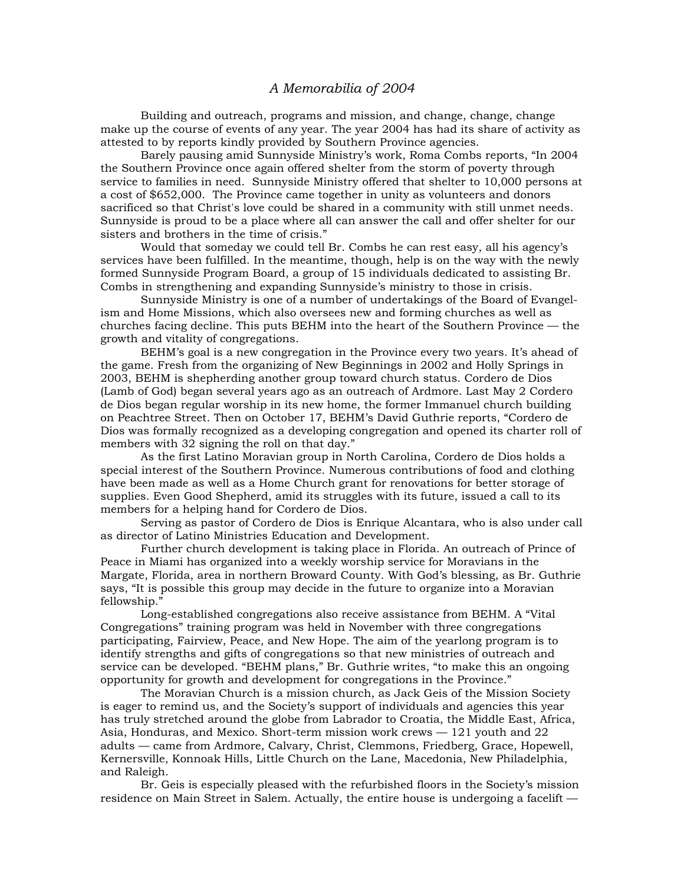# *A Memorabilia of 2004*

Building and outreach, programs and mission, and change, change, change make up the course of events of any year. The year 2004 has had its share of activity as attested to by reports kindly provided by Southern Province agencies.

Barely pausing amid Sunnyside Ministry's work, Roma Combs reports, "In 2004 the Southern Province once again offered shelter from the storm of poverty through service to families in need. Sunnyside Ministry offered that shelter to 10,000 persons at a cost of $652,000. The Province came together in unity as volunteers and donors sacrificed so that Christ's love could be shared in a community with still unmet needs. Sunnyside is proud to be a place where all can answer the call and offer shelter for our sisters and brothers in the time of crisis."

Would that someday we could tell Br. Combs he can rest easy, all his agency's services have been fulfilled. In the meantime, though, help is on the way with the newly formed Sunnyside Program Board, a group of 15 individuals dedicated to assisting Br. Combs in strengthening and expanding Sunnyside's ministry to those in crisis.

Sunnyside Ministry is one of a number of undertakings of the Board of Evangelism and Home Missions, which also oversees new and forming churches as well as churches facing decline. This puts BEHM into the heart of the Southern Province — the growth and vitality of congregations.

BEHM's goal is a new congregation in the Province every two years. It's ahead of the game. Fresh from the organizing of New Beginnings in 2002 and Holly Springs in 2003, BEHM is shepherding another group toward church status. Cordero de Dios (Lamb of God) began several years ago as an outreach of Ardmore. Last May 2 Cordero de Dios began regular worship in its new home, the former Immanuel church building on Peachtree Street. Then on October 17, BEHM's David Guthrie reports, "Cordero de Dios was formally recognized as a developing congregation and opened its charter roll of members with 32 signing the roll on that day."

As the first Latino Moravian group in North Carolina, Cordero de Dios holds a special interest of the Southern Province. Numerous contributions of food and clothing have been made as well as a Home Church grant for renovations for better storage of supplies. Even Good Shepherd, amid its struggles with its future, issued a call to its members for a helping hand for Cordero de Dios.

Serving as pastor of Cordero de Dios is Enrique Alcantara, who is also under call as director of Latino Ministries Education and Development.

Further church development is taking place in Florida. An outreach of Prince of Peace in Miami has organized into a weekly worship service for Moravians in the Margate, Florida, area in northern Broward County. With God's blessing, as Br. Guthrie says, "It is possible this group may decide in the future to organize into a Moravian fellowship."

Long-established congregations also receive assistance from BEHM. A "Vital Congregations" training program was held in November with three congregations participating, Fairview, Peace, and New Hope. The aim of the yearlong program is to identify strengths and gifts of congregations so that new ministries of outreach and service can be developed. "BEHM plans," Br. Guthrie writes, "to make this an ongoing opportunity for growth and development for congregations in the Province."

The Moravian Church is a mission church, as Jack Geis of the Mission Society is eager to remind us, and the Society's support of individuals and agencies this year has truly stretched around the globe from Labrador to Croatia, the Middle East, Africa, Asia, Honduras, and Mexico. Short-term mission work crews — 121 youth and 22 adults — came from Ardmore, Calvary, Christ, Clemmons, Friedberg, Grace, Hopewell, Kernersville, Konnoak Hills, Little Church on the Lane, Macedonia, New Philadelphia, and Raleigh.

Br. Geis is especially pleased with the refurbished floors in the Society's mission residence on Main Street in Salem. Actually, the entire house is undergoing a facelift —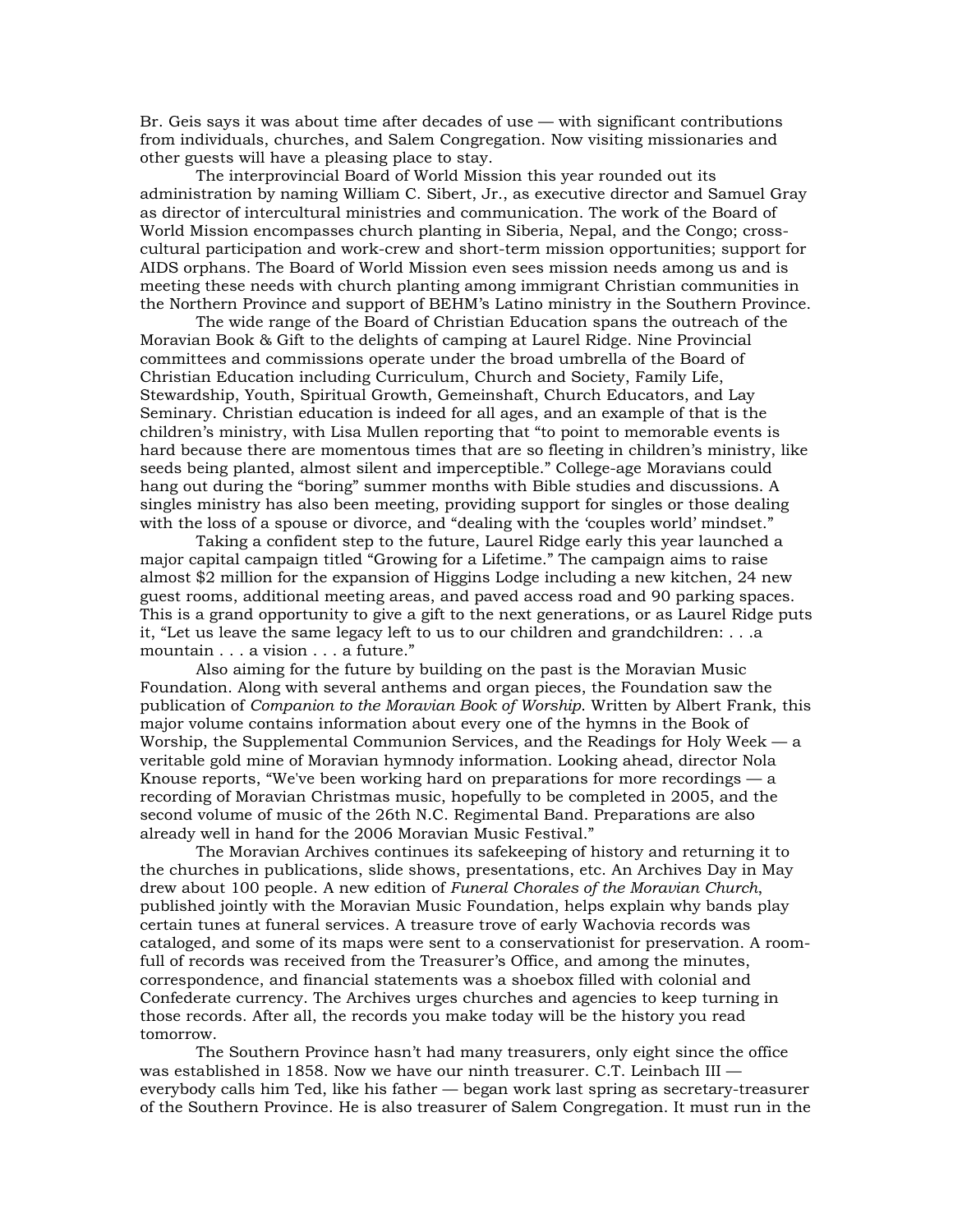Br. Geis says it was about time after decades of use — with significant contributions from individuals, churches, and Salem Congregation. Now visiting missionaries and other guests will have a pleasing place to stay.

The interprovincial Board of World Mission this year rounded out its administration by naming William C. Sibert, Jr., as executive director and Samuel Gray as director of intercultural ministries and communication. The work of the Board of World Mission encompasses church planting in Siberia, Nepal, and the Congo; cross-cultural participation and work-crew and short-term mission opportunities; support for AIDS orphans. The Board of World Mission even sees mission needs among us and is meeting these needs with church planting among immigrant Christian communities in the Northern Province and support of BEHM's Latino ministry in the Southern Province.

The wide range of the Board of Christian Education spans the outreach of the Moravian Book & Gift to the delights of camping at Laurel Ridge. Nine Provincial committees and commissions operate under the broad umbrella of the Board of Christian Education including Curriculum, Church and Society, Family Life, Stewardship, Youth, Spiritual Growth, Gemeinshaft, Church Educators, and Lay Seminary. Christian education is indeed for all ages, and an example of that is the children's ministry, with Lisa Mullen reporting that "to point to memorable events is hard because there are momentous times that are so fleeting in children's ministry, like seeds being planted, almost silent and imperceptible." College-age Moravians could hang out during the "boring" summer months with Bible studies and discussions. A singles ministry has also been meeting, providing support for singles or those dealing with the loss of a spouse or divorce, and "dealing with the 'couples world' mindset."

Taking a confident step to the future, Laurel Ridge early this year launched a major capital campaign titled "Growing for a Lifetime." The campaign aims to raise almost $2 million for the expansion of Higgins Lodge including a new kitchen, 24 new guest rooms, additional meeting areas, and paved access road and 90 parking spaces. This is a grand opportunity to give a gift to the next generations, or as Laurel Ridge puts it, "Let us leave the same legacy left to us to our children and grandchildren: . . .a mountain . . . a vision . . . a future."

Also aiming for the future by building on the past is the Moravian Music Foundation. Along with several anthems and organ pieces, the Foundation saw the publication of *Companion to the Moravian Book of Worship*. Written by Albert Frank, this major volume contains information about every one of the hymns in the Book of Worship, the Supplemental Communion Services, and the Readings for Holy Week — a veritable gold mine of Moravian hymnody information. Looking ahead, director Nola Knouse reports, "We've been working hard on preparations for more recordings — a recording of Moravian Christmas music, hopefully to be completed in 2005, and the second volume of music of the 26th N.C. Regimental Band. Preparations are also already well in hand for the 2006 Moravian Music Festival."

The Moravian Archives continues its safekeeping of history and returning it to the churches in publications, slide shows, presentations, etc. An Archives Day in May drew about 100 people. A new edition of *Funeral Chorales of the Moravian Church*, published jointly with the Moravian Music Foundation, helps explain why bands play certain tunes at funeral services. A treasure trove of early Wachovia records was cataloged, and some of its maps were sent to a conservationist for preservation. A room-full of records was received from the Treasurer's Office, and among the minutes, correspondence, and financial statements was a shoebox filled with colonial and Confederate currency. The Archives urges churches and agencies to keep turning in those records. After all, the records you make today will be the history you read tomorrow.

The Southern Province hasn't had many treasurers, only eight since the office was established in 1858. Now we have our ninth treasurer. C.T. Leinbach III — everybody calls him Ted, like his father — began work last spring as secretary-treasurer of the Southern Province. He is also treasurer of Salem Congregation. It must run in the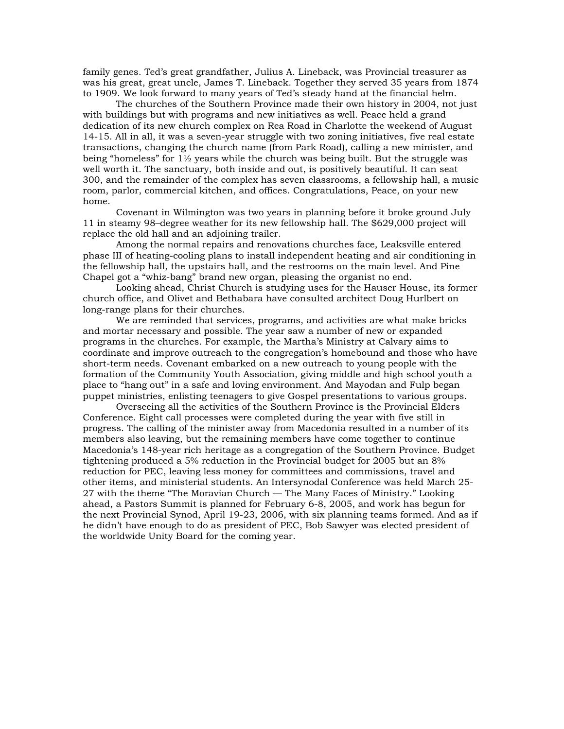family genes. Ted's great grandfather, Julius A. Lineback, was Provincial treasurer as was his great, great uncle, James T. Lineback. Together they served 35 years from 1874 to 1909. We look forward to many years of Ted's steady hand at the financial helm.

The churches of the Southern Province made their own history in 2004, not just with buildings but with programs and new initiatives as well. Peace held a grand dedication of its new church complex on Rea Road in Charlotte the weekend of August 14-15. All in all, it was a seven-year struggle with two zoning initiatives, five real estate transactions, changing the church name (from Park Road), calling a new minister, and being "homeless" for 1½ years while the church was being built. But the struggle was well worth it. The sanctuary, both inside and out, is positively beautiful. It can seat 300, and the remainder of the complex has seven classrooms, a fellowship hall, a music room, parlor, commercial kitchen, and offices. Congratulations, Peace, on your new home.

Covenant in Wilmington was two years in planning before it broke ground July 11 in steamy 98–degree weather for its new fellowship hall. The $629,000 project will replace the old hall and an adjoining trailer.

Among the normal repairs and renovations churches face, Leaksville entered phase III of heating-cooling plans to install independent heating and air conditioning in the fellowship hall, the upstairs hall, and the restrooms on the main level. And Pine Chapel got a "whiz-bang" brand new organ, pleasing the organist no end.

Looking ahead, Christ Church is studying uses for the Hauser House, its former church office, and Olivet and Bethabara have consulted architect Doug Hurlbert on long-range plans for their churches.

We are reminded that services, programs, and activities are what make bricks and mortar necessary and possible. The year saw a number of new or expanded programs in the churches. For example, the Martha's Ministry at Calvary aims to coordinate and improve outreach to the congregation's homebound and those who have short-term needs. Covenant embarked on a new outreach to young people with the formation of the Community Youth Association, giving middle and high school youth a place to "hang out" in a safe and loving environment. And Mayodan and Fulp began puppet ministries, enlisting teenagers to give Gospel presentations to various groups.

Overseeing all the activities of the Southern Province is the Provincial Elders Conference. Eight call processes were completed during the year with five still in progress. The calling of the minister away from Macedonia resulted in a number of its members also leaving, but the remaining members have come together to continue Macedonia's 148-year rich heritage as a congregation of the Southern Province. Budget tightening produced a 5% reduction in the Provincial budget for 2005 but an 8% reduction for PEC, leaving less money for committees and commissions, travel and other items, and ministerial students. An Intersynodal Conference was held March 25-27 with the theme "The Moravian Church — The Many Faces of Ministry." Looking ahead, a Pastors Summit is planned for February 6-8, 2005, and work has begun for the next Provincial Synod, April 19-23, 2006, with six planning teams formed. And as if he didn't have enough to do as president of PEC, Bob Sawyer was elected president of the worldwide Unity Board for the coming year.